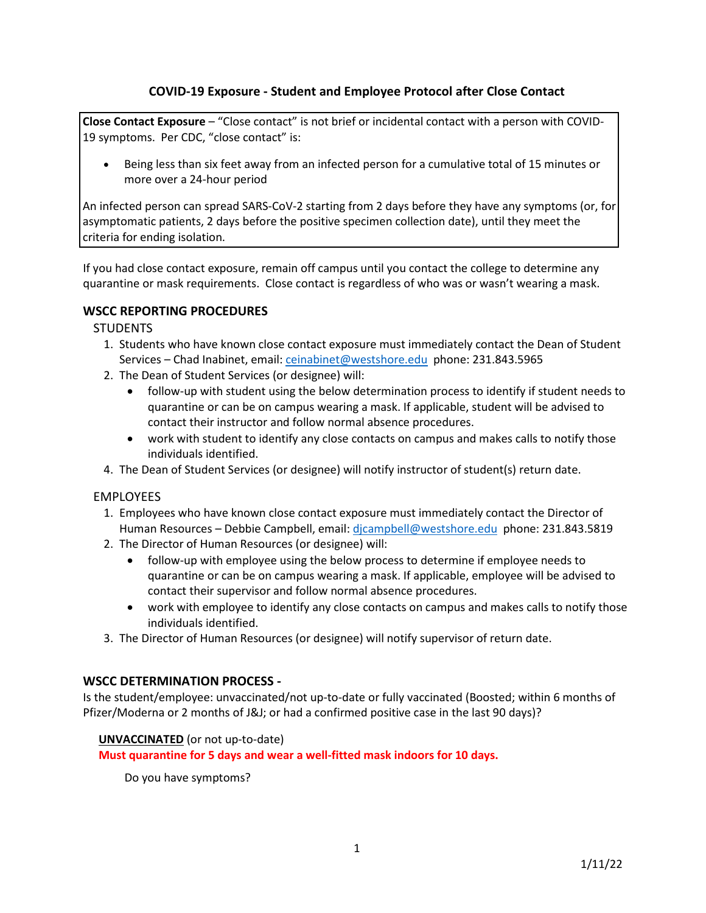## COVID-19 Exposure - Student and Employee Protocol after Close Contact

**Close Contact Exposure** – "Close contact" is not brief or incidental contact with a person with COVID-19 symptoms. Per CDC, "close contact" is:

- Being less than six feet away from an infected person for a cumulative total of 15 minutes or more over a 24-hour period

An infected person can spread SARS-CoV-2 starting from 2 days before they have any symptoms (or, for asymptomatic patients, 2 days before the positive specimen collection date), until they meet the criteria for ending isolation.

If you had close contact exposure, remain off campus until you contact the college to determine any quarantine or mask requirements. Close contact is regardless of who was or wasn't wearing a mask.

### WSCC REPORTING PROCEDURES

STUDENTS

1. Students who have known close contact exposure must immediately contact the Dean of Student Services – Chad Inabinet, email: ceinabinet@westshore.edu phone: 231.843.5965
2. The Dean of Student Services (or designee) will:
   - follow-up with student using the below determination process to identify if student needs to quarantine or can be on campus wearing a mask. If applicable, student will be advised to contact their instructor and follow normal absence procedures.
   - work with student to identify any close contacts on campus and makes calls to notify those individuals identified.
4. The Dean of Student Services (or designee) will notify instructor of student(s) return date.

EMPLOYEES

1. Employees who have known close contact exposure must immediately contact the Director of Human Resources – Debbie Campbell, email: djcampbell@westshore.edu phone: 231.843.5819
2. The Director of Human Resources (or designee) will:
   - follow-up with employee using the below process to determine if employee needs to quarantine or can be on campus wearing a mask. If applicable, employee will be advised to contact their supervisor and follow normal absence procedures.
   - work with employee to identify any close contacts on campus and makes calls to notify those individuals identified.
3. The Director of Human Resources (or designee) will notify supervisor of return date.

### WSCC DETERMINATION PROCESS -

Is the student/employee: unvaccinated/not up-to-date or fully vaccinated (Boosted; within 6 months of Pfizer/Moderna or 2 months of J&J; or had a confirmed positive case in the last 90 days)?

**UNVACCINATED** (or not up-to-date)

**Must quarantine for 5 days and wear a well-fitted mask indoors for 10 days.**

Do you have symptoms?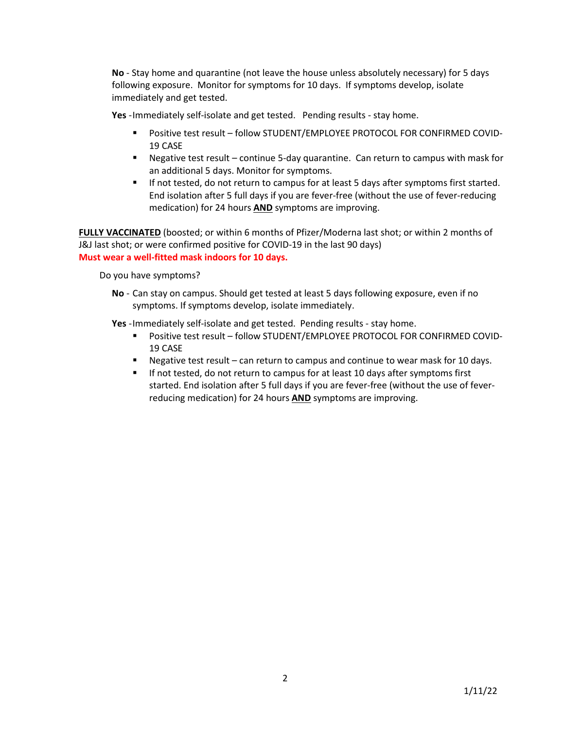**No** - Stay home and quarantine (not leave the house unless absolutely necessary) for 5 days following exposure. Monitor for symptoms for 10 days. If symptoms develop, isolate immediately and get tested.

**Yes** -Immediately self-isolate and get tested. Pending results - stay home.

- Positive test result – follow STUDENT/EMPLOYEE PROTOCOL FOR CONFIRMED COVID-19 CASE
- Negative test result – continue 5-day quarantine. Can return to campus with mask for an additional 5 days. Monitor for symptoms.
- If not tested, do not return to campus for at least 5 days after symptoms first started. End isolation after 5 full days if you are fever-free (without the use of fever-reducing medication) for 24 hours **AND** symptoms are improving.

**FULLY VACCINATED** (boosted; or within 6 months of Pfizer/Moderna last shot; or within 2 months of J&J last shot; or were confirmed positive for COVID-19 in the last 90 days)
**Must wear a well-fitted mask indoors for 10 days.**

Do you have symptoms?

**No** - Can stay on campus. Should get tested at least 5 days following exposure, even if no symptoms. If symptoms develop, isolate immediately.

**Yes** -Immediately self-isolate and get tested. Pending results - stay home.

- Positive test result – follow STUDENT/EMPLOYEE PROTOCOL FOR CONFIRMED COVID-19 CASE
- Negative test result – can return to campus and continue to wear mask for 10 days.
- If not tested, do not return to campus for at least 10 days after symptoms first started. End isolation after 5 full days if you are fever-free (without the use of fever-reducing medication) for 24 hours **AND** symptoms are improving.

1/11/22